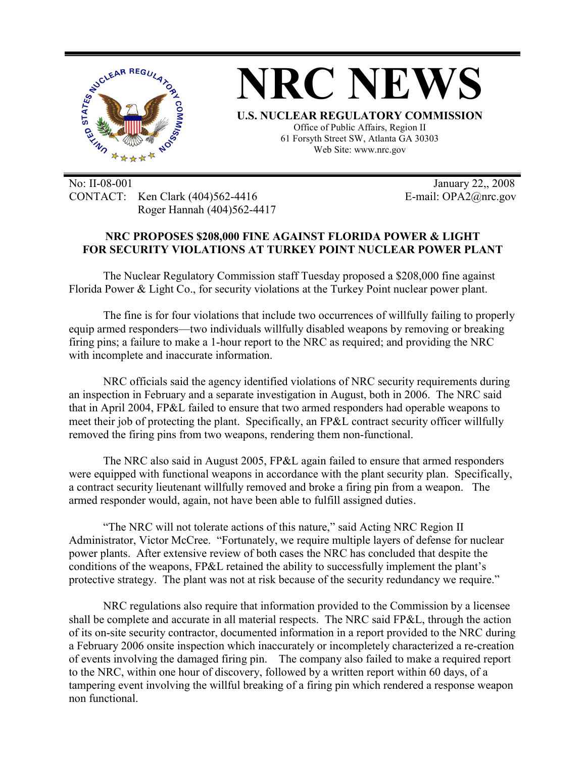# NRC NEWS

**U.S. NUCLEAR REGULATORY COMMISSION**
Office of Public Affairs, Region II
61 Forsyth Street SW, Atlanta GA 30303
Web Site: www.nrc.gov

No: II-08-001 — January 22,, 2008
CONTACT: Ken Clark (404)562-4416 — E-mail: OPA2@nrc.gov
Roger Hannah (404)562-4417

## NRC PROPOSES $208,000 FINE AGAINST FLORIDA POWER & LIGHT FOR SECURITY VIOLATIONS AT TURKEY POINT NUCLEAR POWER PLANT

The Nuclear Regulatory Commission staff Tuesday proposed a $208,000 fine against Florida Power & Light Co., for security violations at the Turkey Point nuclear power plant.

The fine is for four violations that include two occurrences of willfully failing to properly equip armed responders—two individuals willfully disabled weapons by removing or breaking firing pins; a failure to make a 1-hour report to the NRC as required; and providing the NRC with incomplete and inaccurate information.

NRC officials said the agency identified violations of NRC security requirements during an inspection in February and a separate investigation in August, both in 2006. The NRC said that in April 2004, FP&L failed to ensure that two armed responders had operable weapons to meet their job of protecting the plant. Specifically, an FP&L contract security officer willfully removed the firing pins from two weapons, rendering them non-functional.

The NRC also said in August 2005, FP&L again failed to ensure that armed responders were equipped with functional weapons in accordance with the plant security plan. Specifically, a contract security lieutenant willfully removed and broke a firing pin from a weapon. The armed responder would, again, not have been able to fulfill assigned duties.

"The NRC will not tolerate actions of this nature," said Acting NRC Region II Administrator, Victor McCree. "Fortunately, we require multiple layers of defense for nuclear power plants. After extensive review of both cases the NRC has concluded that despite the conditions of the weapons, FP&L retained the ability to successfully implement the plant's protective strategy. The plant was not at risk because of the security redundancy we require."

NRC regulations also require that information provided to the Commission by a licensee shall be complete and accurate in all material respects. The NRC said FP&L, through the action of its on-site security contractor, documented information in a report provided to the NRC during a February 2006 onsite inspection which inaccurately or incompletely characterized a re-creation of events involving the damaged firing pin. The company also failed to make a required report to the NRC, within one hour of discovery, followed by a written report within 60 days, of a tampering event involving the willful breaking of a firing pin which rendered a response weapon non functional.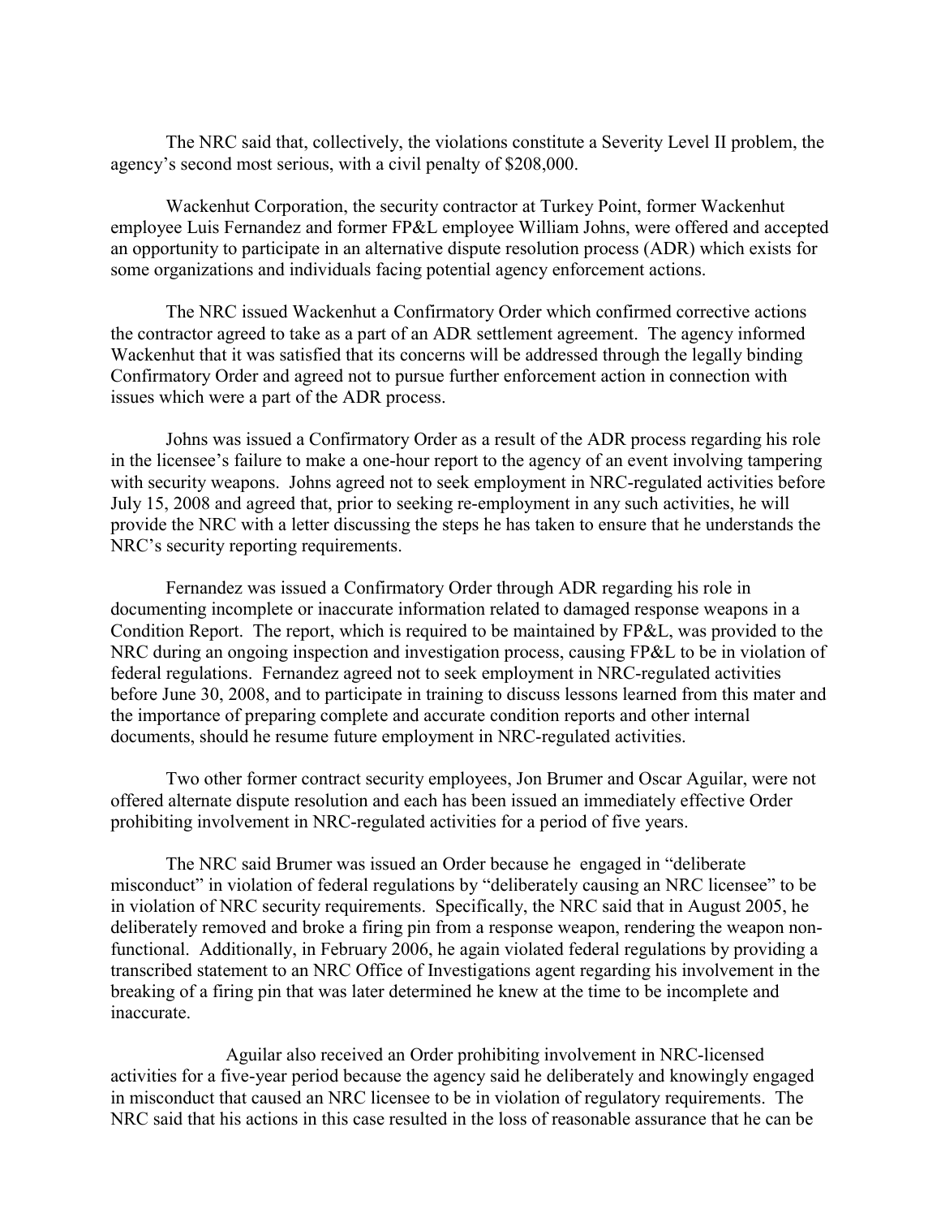The NRC said that, collectively, the violations constitute a Severity Level II problem, the agency's second most serious, with a civil penalty of $208,000.

Wackenhut Corporation, the security contractor at Turkey Point, former Wackenhut employee Luis Fernandez and former FP&L employee William Johns, were offered and accepted an opportunity to participate in an alternative dispute resolution process (ADR) which exists for some organizations and individuals facing potential agency enforcement actions.

The NRC issued Wackenhut a Confirmatory Order which confirmed corrective actions the contractor agreed to take as a part of an ADR settlement agreement. The agency informed Wackenhut that it was satisfied that its concerns will be addressed through the legally binding Confirmatory Order and agreed not to pursue further enforcement action in connection with issues which were a part of the ADR process.

Johns was issued a Confirmatory Order as a result of the ADR process regarding his role in the licensee's failure to make a one-hour report to the agency of an event involving tampering with security weapons. Johns agreed not to seek employment in NRC-regulated activities before July 15, 2008 and agreed that, prior to seeking re-employment in any such activities, he will provide the NRC with a letter discussing the steps he has taken to ensure that he understands the NRC's security reporting requirements.

Fernandez was issued a Confirmatory Order through ADR regarding his role in documenting incomplete or inaccurate information related to damaged response weapons in a Condition Report. The report, which is required to be maintained by FP&L, was provided to the NRC during an ongoing inspection and investigation process, causing FP&L to be in violation of federal regulations. Fernandez agreed not to seek employment in NRC-regulated activities before June 30, 2008, and to participate in training to discuss lessons learned from this mater and the importance of preparing complete and accurate condition reports and other internal documents, should he resume future employment in NRC-regulated activities.

Two other former contract security employees, Jon Brumer and Oscar Aguilar, were not offered alternate dispute resolution and each has been issued an immediately effective Order prohibiting involvement in NRC-regulated activities for a period of five years.

The NRC said Brumer was issued an Order because he engaged in "deliberate misconduct" in violation of federal regulations by "deliberately causing an NRC licensee" to be in violation of NRC security requirements. Specifically, the NRC said that in August 2005, he deliberately removed and broke a firing pin from a response weapon, rendering the weapon non-functional. Additionally, in February 2006, he again violated federal regulations by providing a transcribed statement to an NRC Office of Investigations agent regarding his involvement in the breaking of a firing pin that was later determined he knew at the time to be incomplete and inaccurate.

Aguilar also received an Order prohibiting involvement in NRC-licensed activities for a five-year period because the agency said he deliberately and knowingly engaged in misconduct that caused an NRC licensee to be in violation of regulatory requirements. The NRC said that his actions in this case resulted in the loss of reasonable assurance that he can be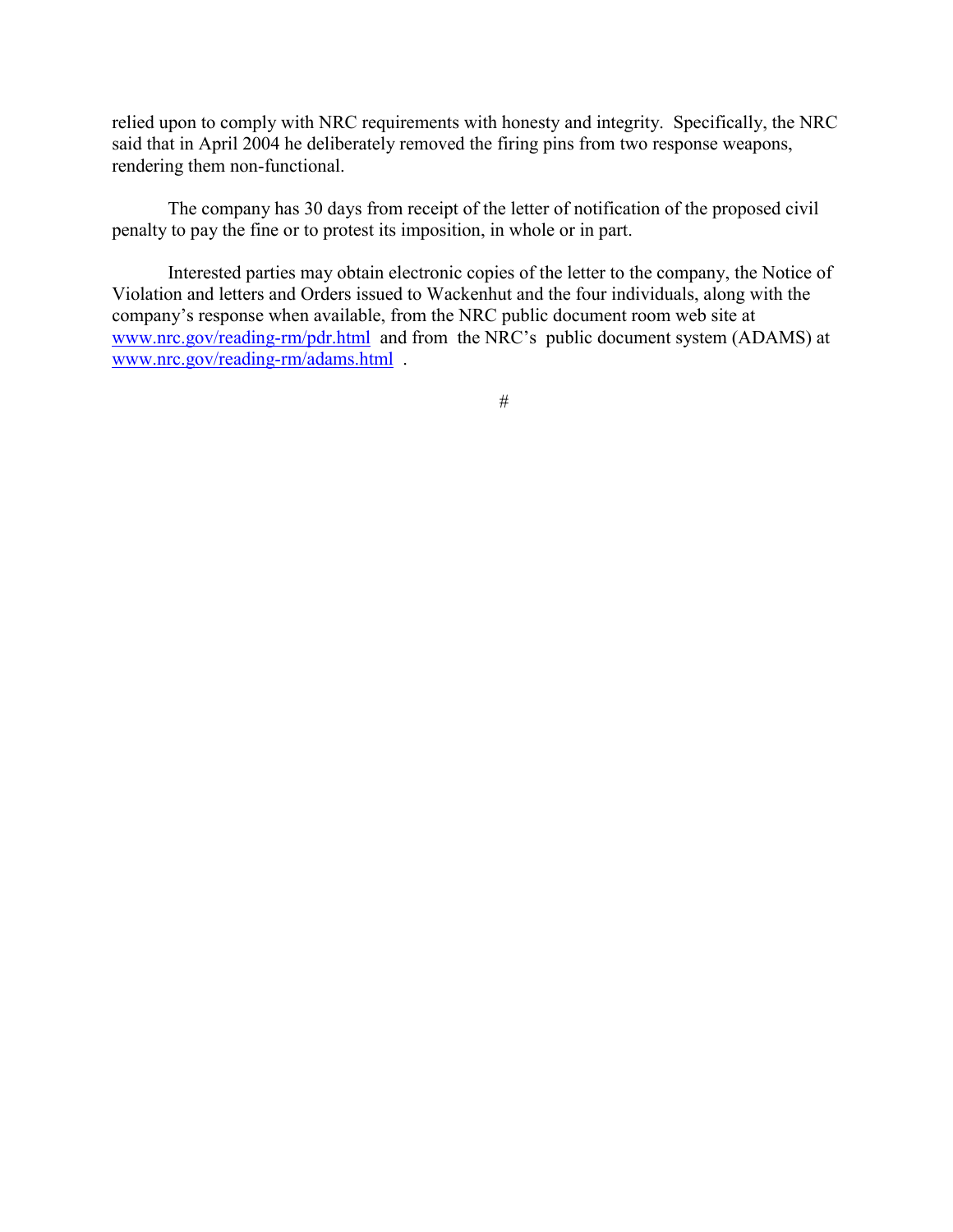relied upon to comply with NRC requirements with honesty and integrity. Specifically, the NRC said that in April 2004 he deliberately removed the firing pins from two response weapons, rendering them non-functional.

The company has 30 days from receipt of the letter of notification of the proposed civil penalty to pay the fine or to protest its imposition, in whole or in part.

Interested parties may obtain electronic copies of the letter to the company, the Notice of Violation and letters and Orders issued to Wackenhut and the four individuals, along with the company's response when available, from the NRC public document room web site at www.nrc.gov/reading-rm/pdr.html and from the NRC's public document system (ADAMS) at www.nrc.gov/reading-rm/adams.html .

#